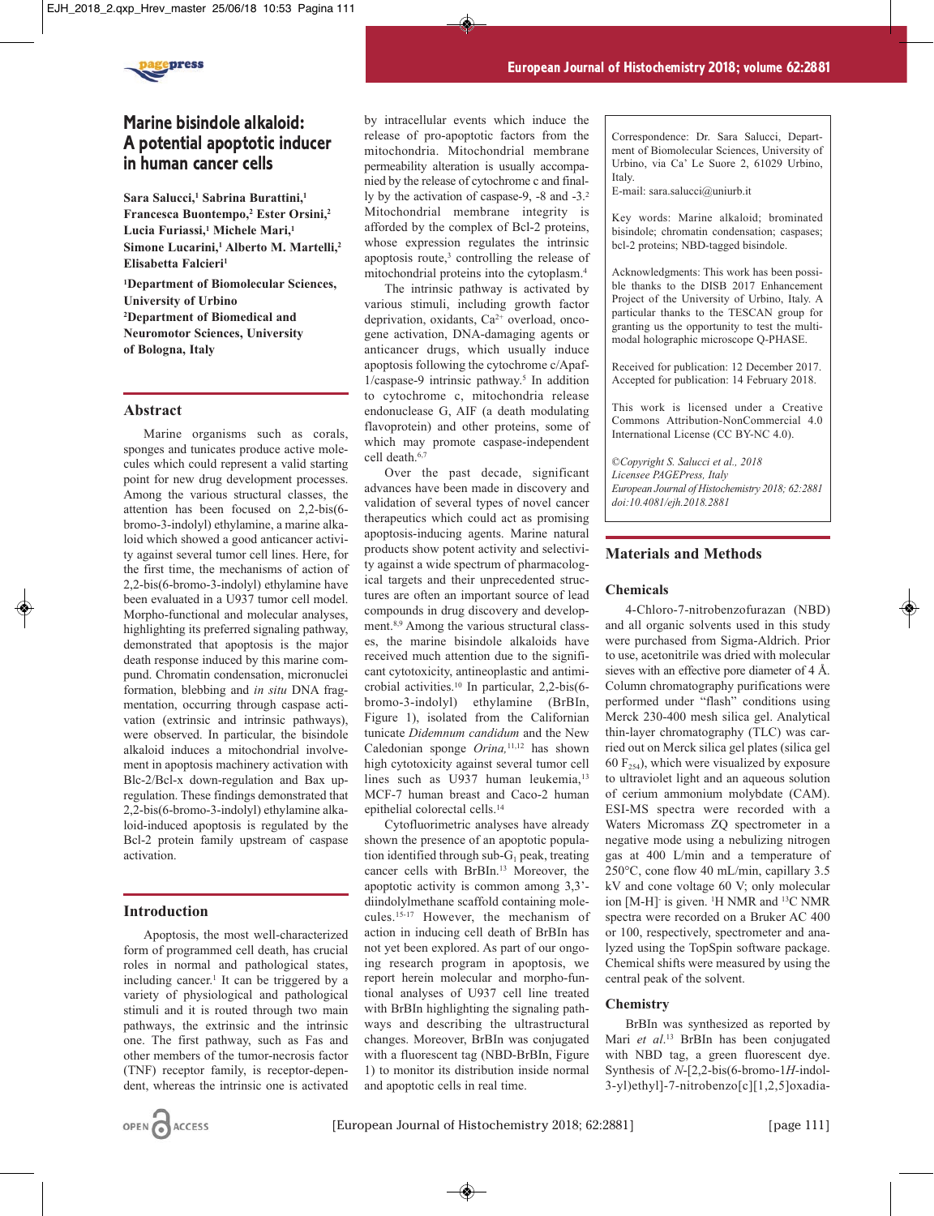# Marine bisindole alkaloid: A potential apoptotic inducer in human cancer cells

**Sara Salucci,[1] Sabrina Burattini,[1] Francesca Buontempo,[2] Ester Orsini,[2] Lucia Furiassi,[1] Michele Mari,[1] Simone Lucarini,[1] Alberto M. Martelli,[2] Elisabetta Falcieri[1]**

**[1]Department of Biomolecular Sciences, University of Urbino**
**[2]Department of Biomedical and Neuromotor Sciences, University of Bologna, Italy**

## Abstract

Marine organisms such as corals, sponges and tunicates produce active molecules which could represent a valid starting point for new drug development processes. Among the various structural classes, the attention has been focused on 2,2-bis(6-bromo-3-indolyl) ethylamine, a marine alkaloid which showed a good anticancer activity against several tumor cell lines. Here, for the first time, the mechanisms of action of 2,2-bis(6-bromo-3-indolyl) ethylamine have been evaluated in a U937 tumor cell model. Morpho-functional and molecular analyses, highlighting its preferred signaling pathway, demonstrated that apoptosis is the major death response induced by this marine compound. Chromatin condensation, micronuclei formation, blebbing and *in situ* DNA fragmentation, occurring through caspase activation (extrinsic and intrinsic pathways), were observed. In particular, the bisindole alkaloid induces a mitochondrial involvement in apoptosis machinery activation with Blc-2/Bcl-x down-regulation and Bax up-regulation. These findings demonstrated that 2,2-bis(6-bromo-3-indolyl) ethylamine alkaloid-induced apoptosis is regulated by the Bcl-2 protein family upstream of caspase activation.

## Introduction

Apoptosis, the most well-characterized form of programmed cell death, has crucial roles in normal and pathological states, including cancer.[1] It can be triggered by a variety of physiological and pathological stimuli and it is routed through two main pathways, the extrinsic and the intrinsic one. The first pathway, such as Fas and other members of the tumor-necrosis factor (TNF) receptor family, is receptor-dependent, whereas the intrinsic one is activated by intracellular events which induce the release of pro-apoptotic factors from the mitochondria. Mitochondrial membrane permeability alteration is usually accompanied by the release of cytochrome c and finally by the activation of caspase-9, -8 and -3.[2] Mitochondrial membrane integrity is afforded by the complex of Bcl-2 proteins, whose expression regulates the intrinsic apoptosis route,[3] controlling the release of mitochondrial proteins into the cytoplasm.[4]

The intrinsic pathway is activated by various stimuli, including growth factor deprivation, oxidants, $Ca^{2+}$ overload, oncogene activation, DNA-damaging agents or anticancer drugs, which usually induce apoptosis following the cytochrome c/Apaf-1/caspase-9 intrinsic pathway.[5] In addition to cytochrome c, mitochondria release endonuclease G, AIF (a death modulating flavoprotein) and other proteins, some of which may promote caspase-independent cell death.[6,7]

Over the past decade, significant advances have been made in discovery and validation of several types of novel cancer therapeutics which could act as promising apoptosis-inducing agents. Marine natural products show potent activity and selectivity against a wide spectrum of pharmacological targets and their unprecedented structures are often an important source of lead compounds in drug discovery and development.[8,9] Among the various structural classes, the marine bisindole alkaloids have received much attention due to the significant cytotoxicity, antineoplastic and antimicrobial activities.[10] In particular, 2,2-bis(6-bromo-3-indolyl) ethylamine (BrBIn, Figure 1), isolated from the Californian tunicate *Didemnum candidum* and the New Caledonian sponge *Orina,*[11,12] has shown high cytotoxicity against several tumor cell lines such as U937 human leukemia,[13] MCF-7 human breast and Caco-2 human epithelial colorectal cells.[14]

Cytofluorimetric analyses have already shown the presence of an apoptotic population identified through sub-$G_1$ peak, treating cancer cells with BrBIn.[13] Moreover, the apoptotic activity is common among 3,3'-diindolylmethane scaffold containing molecules.[15-17] However, the mechanism of action in inducing cell death of BrBIn has not yet been explored. As part of our ongoing research program in apoptosis, we report herein molecular and morpho-functional analyses of U937 cell line treated with BrBIn highlighting the signaling pathways and describing the ultrastructural changes. Moreover, BrBIn was conjugated with a fluorescent tag (NBD-BrBIn, Figure 1) to monitor its distribution inside normal and apoptotic cells in real time.

Correspondence: Dr. Sara Salucci, Department of Biomolecular Sciences, University of Urbino, via Ca' Le Suore 2, 61029 Urbino, Italy.
E-mail: sara.salucci@uniurb.it

Key words: Marine alkaloid; brominated bisindole; chromatin condensation; caspases; bcl-2 proteins; NBD-tagged bisindole.

Acknowledgments: This work has been possible thanks to the DISB 2017 Enhancement Project of the University of Urbino, Italy. A particular thanks to the TESCAN group for granting us the opportunity to test the multi-modal holographic microscope Q-PHASE.

Received for publication: 12 December 2017.
Accepted for publication: 14 February 2018.

This work is licensed under a Creative Commons Attribution-NonCommercial 4.0 International License (CC BY-NC 4.0).

*©Copyright S. Salucci et al., 2018*
*Licensee PAGEPress, Italy*
*European Journal of Histochemistry 2018; 62:2881*
*doi:10.4081/ejh.2018.2881*

## Materials and Methods

### Chemicals

4-Chloro-7-nitrobenzofurazan (NBD) and all organic solvents used in this study were purchased from Sigma-Aldrich. Prior to use, acetonitrile was dried with molecular sieves with an effective pore diameter of 4 Å. Column chromatography purifications were performed under "flash" conditions using Merck 230-400 mesh silica gel. Analytical thin-layer chromatography (TLC) was carried out on Merck silica gel plates (silica gel 60 $F_{254}$), which were visualized by exposure to ultraviolet light and an aqueous solution of cerium ammonium molybdate (CAM). ESI-MS spectra were recorded with a Waters Micromass ZQ spectrometer in a negative mode using a nebulizing nitrogen gas at 400 L/min and a temperature of 250°C, cone flow 40 mL/min, capillary 3.5 kV and cone voltage 60 V; only molecular ion $[M-H]^-$ is given. $^1$H NMR and $^{13}$C NMR spectra were recorded on a Bruker AC 400 or 100, respectively, spectrometer and analyzed using the TopSpin software package. Chemical shifts were measured by using the central peak of the solvent.

### Chemistry

BrBIn was synthesized as reported by Mari *et al.*[13] BrBIn has been conjugated with NBD tag, a green fluorescent dye. Synthesis of *N*-[2,2-bis(6-bromo-1*H*-indol-3-yl)ethyl]-7-nitrobenzo[c][1,2,5]oxadia-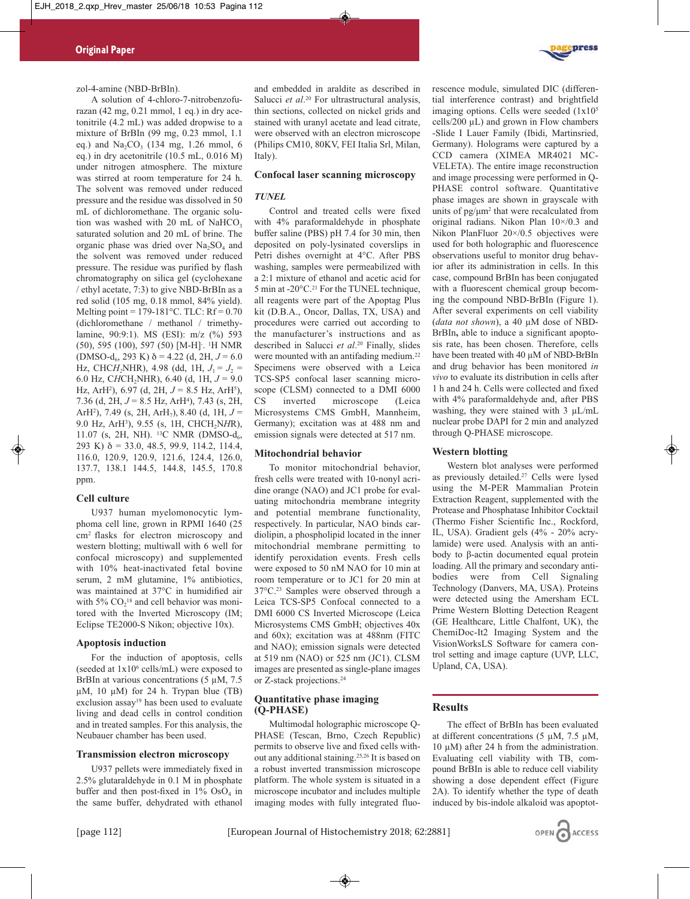zol-4-amine (NBD-BrBIn).

A solution of 4-chloro-7-nitrobenzofurazan (42 mg, 0.21 mmol, 1 eq.) in dry acetonitrile (4.2 mL) was added dropwise to a mixture of BrBIn (99 mg, 0.23 mmol, 1.1 eq.) and $Na_2CO_3$ (134 mg, 1.26 mmol, 6 eq.) in dry acetonitrile (10.5 mL, 0.016 M) under nitrogen atmosphere. The mixture was stirred at room temperature for 24 h. The solvent was removed under reduced pressure and the residue was dissolved in 50 mL of dichloromethane. The organic solution was washed with 20 mL of $NaHCO_3$ saturated solution and 20 mL of brine. The organic phase was dried over $Na_2SO_4$ and the solvent was removed under reduced pressure. The residue was purified by flash chromatography on silica gel (cyclohexane / ethyl acetate, 7:3) to give NBD-BrBIn as a red solid (105 mg, 0.18 mmol, 84% yield). Melting point = 179-181°C. TLC: Rf = 0.70 (dichloromethane / methanol / trimethylamine, 90:9:1). MS (ESI): m/z (%) 593 (50), 595 (100), 597 (50) [M-H]$^-$. $^1$H NMR (DMSO-d$_6$, 293 K) δ = 4.22 (d, 2H, $J$ = 6.0 Hz, CHC*H*$_2$NHR), 4.98 (dd, 1H, $J_1$ = $J_2$ = 6.0 Hz, C*H*CH$_2$NHR), 6.40 (d, 1H, $J$ = 9.0 Hz, ArH$^2$), 6.97 (d, 2H, $J$ = 8.5 Hz, ArH$^5$), 7.36 (d, 2H, $J$ = 8.5 Hz, ArH$^4$), 7.43 (s, 2H, ArH$^2$), 7.49 (s, 2H, ArH$_7$), 8.40 (d, 1H, $J$ = 9.0 Hz, ArH$^3$), 9.55 (s, 1H, CH$_2$N*H*R), 11.07 (s, 2H, NH). $^{13}$C NMR (DMSO-d$_6$, 293 K) δ = 33.0, 48.5, 99.9, 114.2, 114.4, 116.0, 120.9, 120.9, 121.6, 124.4, 126.0, 137.7, 138.1 144.5, 144.8, 145.5, 170.8 ppm.

### Cell culture

U937 human myelomonocytic lymphoma cell line, grown in RPMI 1640 (25 cm$^2$ flasks for electron microscopy and western blotting; multiwall with 6 well for confocal microscopy) and supplemented with 10% heat-inactivated fetal bovine serum, 2 mM glutamine, 1% antibiotics, was maintained at 37°C in humidified air with 5% $CO_2$[18] and cell behavior was monitored with the Inverted Microscopy (IM; Eclipse TE2000-S Nikon; objective 10x).

### Apoptosis induction

For the induction of apoptosis, cells (seeded at 1x10$^6$ cells/mL) were exposed to BrBIn at various concentrations (5 µM, 7.5 µM, 10 µM) for 24 h. Trypan blue (TB) exclusion assay[19] has been used to evaluate living and dead cells in control condition and in treated samples. For this analysis, the Neubauer chamber has been used.

### Transmission electron microscopy

U937 pellets were immediately fixed in 2.5% glutaraldehyde in 0.1 M in phosphate buffer and then post-fixed in 1% $OsO_4$ in the same buffer, dehydrated with ethanol and embedded in araldite as described in Salucci *et al.*[20] For ultrastructural analysis, thin sections, collected on nickel grids and stained with uranyl acetate and lead citrate, were observed with an electron microscope (Philips CM10, 80KV, FEI Italia Srl, Milan, Italy).

### Confocal laser scanning microscopy

#### *TUNEL*

Control and treated cells were fixed with 4% paraformaldehyde in phosphate buffer saline (PBS) pH 7.4 for 30 min, then deposited on poly-lysinated coverslips in Petri dishes overnight at 4°C. After PBS washing, samples were permeabilized with a 2:1 mixture of ethanol and acetic acid for 5 min at -20°C.[21] For the TUNEL technique, all reagents were part of the Apoptag Plus kit (D.B.A., Oncor, Dallas, TX, USA) and procedures were carried out according to the manufacturer's instructions and as described in Salucci *et al.*[20] Finally, slides were mounted with an antifading medium.[22] Specimens were observed with a Leica TCS-SP5 confocal laser scanning microscope (CLSM) connected to a DMI 6000 CS inverted microscope (Leica Microsystems CMS GmbH, Mannheim, Germany); excitation was at 488 nm and emission signals were detected at 517 nm.

### Mitochondrial behavior

To monitor mitochondrial behavior, fresh cells were treated with 10-nonyl acridine orange (NAO) and JC1 probe for evaluating mitochondria membrane integrity and potential membrane functionality, respectively. In particular, NAO binds cardiolipin, a phospholipid located in the inner mitochondrial membrane permitting to identify peroxidation events. Fresh cells were exposed to 50 nM NAO for 10 min at room temperature or to JC1 for 20 min at 37°C.[23] Samples were observed through a Leica TCS-SP5 Confocal connected to a DMI 6000 CS Inverted Microscope (Leica Microsystems CMS GmbH; objectives 40x and 60x); excitation was at 488nm (FITC and NAO); emission signals were detected at 519 nm (NAO) or 525 nm (JC1). CLSM images are presented as single-plane images or Z-stack projections.[24]

### Quantitative phase imaging (Q-PHASE)

Multimodal holographic microscope Q-PHASE (Tescan, Brno, Czech Republic) permits to observe live and fixed cells without any additional staining.[25,26] It is based on a robust inverted transmission microscope platform. The whole system is situated in a microscope incubator and includes multiple imaging modes with fully integrated fluorescence module, simulated DIC (differential interference contrast) and brightfield imaging options. Cells were seeded (1x10$^5$ cells/200 µL) and grown in Flow chambers -Slide I Lauer Family (Ibidi, Martinsried, Germany). Holograms were captured by a CCD camera (XIMEA MR4021 MC-VELETA). The entire image reconstruction and image processing were performed in Q-PHASE control software. Quantitative phase images are shown in grayscale with units of pg/µm$^2$ that were recalculated from original radians. Nikon Plan 10×/0.3 and Nikon PlanFluor 20×/0.5 objectives were used for both holographic and fluorescence observations useful to monitor drug behavior after its administration in cells. In this case, compound BrBIn has been conjugated with a fluorescent chemical group becoming the compound NBD-BrBIn (Figure 1). After several experiments on cell viability (*data not shown*), a 40 µM dose of NBD-BrBIn**,** able to induce a significant apoptosis rate, has been chosen. Therefore, cells have been treated with 40 µM of NBD-BrBIn and drug behavior has been monitored *in vivo* to evaluate its distribution in cells after 1 h and 24 h. Cells were collected and fixed with 4% paraformaldehyde and, after PBS washing, they were stained with 3 µL/mL nuclear probe DAPI for 2 min and analyzed through Q-PHASE microscope.

### Western blotting

Western blot analyses were performed as previously detailed.[27] Cells were lysed using the M-PER Mammalian Protein Extraction Reagent, supplemented with the Protease and Phosphatase Inhibitor Cocktail (Thermo Fisher Scientific Inc., Rockford, IL, USA). Gradient gels (4% - 20% acrylamide) were used. Analysis with an antibody to β-actin documented equal protein loading. All the primary and secondary antibodies were from Cell Signaling Technology (Danvers, MA, USA). Proteins were detected using the Amersham ECL Prime Western Blotting Detection Reagent (GE Healthcare, Little Chalfont, UK), the ChemiDoc-It2 Imaging System and the VisionWorksLS Software for camera control setting and image capture (UVP, LLC, Upland, CA, USA).

## Results

The effect of BrBIn has been evaluated at different concentrations (5 µM, 7.5 µM, 10 µM) after 24 h from the administration. Evaluating cell viability with TB, compound BrBIn is able to reduce cell viability showing a dose dependent effect (Figure 2A). To identify whether the type of death induced by bis-indole alkaloid was apoptot-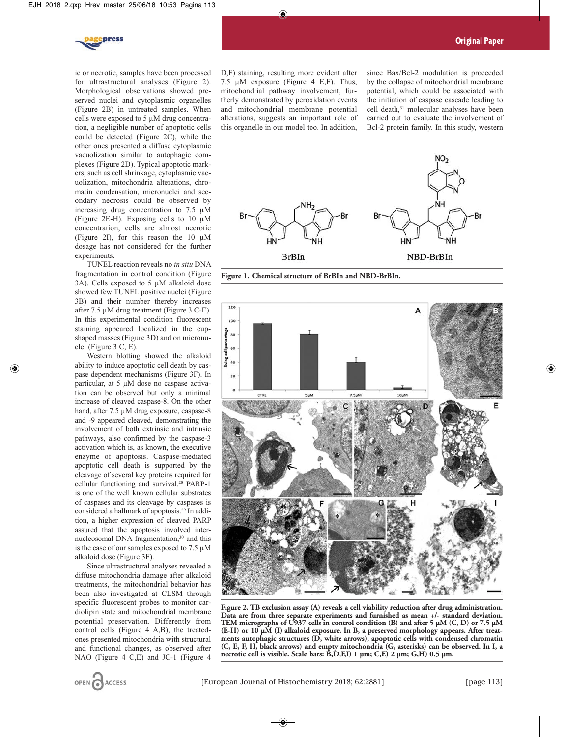ic or necrotic, samples have been processed for ultrastructural analyses (Figure 2). Morphological observations showed preserved nuclei and cytoplasmic organelles (Figure 2B) in untreated samples. When cells were exposed to 5 µM drug concentration, a negligible number of apoptotic cells could be detected (Figure 2C), while the other ones presented a diffuse cytoplasmic vacuolization similar to autophagic complexes (Figure 2D). Typical apoptotic markers, such as cell shrinkage, cytoplasmic vacuolization, mitochondria alterations, chromatin condensation, micronuclei and secondary necrosis could be observed by increasing drug concentration to 7.5 µM (Figure 2E-H). Exposing cells to 10 µM concentration, cells are almost necrotic (Figure 2I), for this reason the 10 µM dosage has not considered for the further experiments.

TUNEL reaction reveals no *in situ* DNA fragmentation in control condition (Figure 3A). Cells exposed to 5 µM alkaloid dose showed few TUNEL positive nuclei (Figure 3B) and their number thereby increases after 7.5 µM drug treatment (Figure 3 C-E). In this experimental condition fluorescent staining appeared localized in the cup-shaped masses (Figure 3D) and on micronuclei (Figure 3 C, E).

Western blotting showed the alkaloid ability to induce apoptotic cell death by caspase dependent mechanisms (Figure 3F). In particular, at 5 µM dose no caspase activation can be observed but only a minimal increase of cleaved caspase-8. On the other hand, after 7.5 µM drug exposure, caspase-8 and -9 appeared cleaved, demonstrating the involvement of both extrinsic and intrinsic pathways, also confirmed by the caspase-3 activation which is, as known, the executive enzyme of apoptosis. Caspase-mediated apoptotic cell death is supported by the cleavage of several key proteins required for cellular functioning and survival.[28] PARP-1 is one of the well known cellular substrates of caspases and its cleavage by caspases is considered a hallmark of apoptosis.[29] In addition, a higher expression of cleaved PARP assured that the apoptosis involved internucleosomal DNA fragmentation,[30] and this is the case of our samples exposed to 7.5 µM alkaloid dose (Figure 3F).

Since ultrastructural analyses revealed a diffuse mitochondria damage after alkaloid treatments, the mitochondrial behavior has been also investigated at CLSM through specific fluorescent probes to monitor cardiolipin state and mitochondrial membrane potential preservation. Differently from control cells (Figure 4 A,B), the treated-ones presented mitochondria with structural and functional changes, as observed after NAO (Figure 4 C,E) and JC-1 (Figure 4 D,F) staining, resulting more evident after 7.5 µM exposure (Figure 4 E,F). Thus, mitochondrial pathway involvement, furtherly demonstrated by peroxidation events and mitochondrial membrane potential alterations, suggests an important role of this organelle in our model too. In addition, since Bax/Bcl-2 modulation is proceeded by the collapse of mitochondrial membrane potential, which could be associated with the initiation of caspase cascade leading to cell death,[31] molecular analyses have been carried out to evaluate the involvement of Bcl-2 protein family. In this study, western

**Figure 1. Chemical structure of BrBIn and NBD-BrBIn.**

**Figure 2. TB exclusion assay (A) reveals a cell viability reduction after drug administration. Data are from three separate experiments and furnished as mean +/- standard deviation. TEM micrographs of U937 cells in control condition (B) and after 5 µM (C, D) or 7.5 µM (E-H) or 10 µM (I) alkaloid exposure. In B, a preserved morphology appears. After treatments autophagic structures (D, white arrows), apoptotic cells with condensed chromatin (C, E, F, H, black arrows) and empty mitochondria (G, asterisks) can be observed. In I, a necrotic cell is visible. Scale bars: B,D,F,I) 1 µm; C,E) 2 µm; G,H) 0.5 µm.**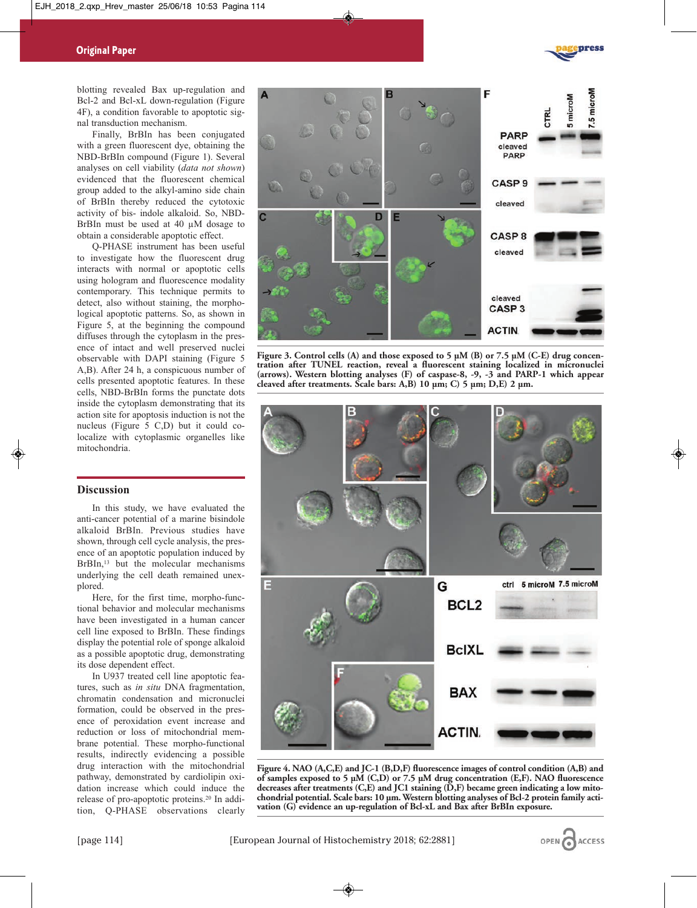blotting revealed Bax up-regulation and Bcl-2 and Bcl-xL down-regulation (Figure 4F), a condition favorable to apoptotic signal transduction mechanism.

Finally, BrBIn has been conjugated with a green fluorescent dye, obtaining the NBD-BrBIn compound (Figure 1). Several analyses on cell viability (*data not shown*) evidenced that the fluorescent chemical group added to the alkyl-amino side chain of BrBIn thereby reduced the cytotoxic activity of bis- indole alkaloid. So, NBD-BrBIn must be used at 40 µM dosage to obtain a considerable apoptotic effect.

Q-PHASE instrument has been useful to investigate how the fluorescent drug interacts with normal or apoptotic cells using hologram and fluorescence modality contemporary. This technique permits to detect, also without staining, the morphological apoptotic patterns. So, as shown in Figure 5, at the beginning the compound diffuses through the cytoplasm in the presence of intact and well preserved nuclei observable with DAPI staining (Figure 5 A,B). After 24 h, a conspicuous number of cells presented apoptotic features. In these cells, NBD-BrBIn forms the punctate dots inside the cytoplasm demonstrating that its action site for apoptosis induction is not the nucleus (Figure 5 C,D) but it could co-localize with cytoplasmic organelles like mitochondria.

## Discussion

In this study, we have evaluated the anti-cancer potential of a marine bisindole alkaloid BrBIn. Previous studies have shown, through cell cycle analysis, the presence of an apoptotic population induced by BrBIn,[13] but the molecular mechanisms underlying the cell death remained unexplored.

Here, for the first time, morpho-functional behavior and molecular mechanisms have been investigated in a human cancer cell line exposed to BrBIn. These findings display the potential role of sponge alkaloid as a possible apoptotic drug, demonstrating its dose dependent effect.

In U937 treated cell line apoptotic features, such as *in situ* DNA fragmentation, chromatin condensation and micronuclei formation, could be observed in the presence of peroxidation event increase and reduction or loss of mitochondrial membrane potential. These morpho-functional results, indirectly evidencing a possible drug interaction with the mitochondrial pathway, demonstrated by cardiolipin oxidation increase which could induce the release of pro-apoptotic proteins.[20] In addition, Q-PHASE observations clearly

**Figure 3. Control cells (A) and those exposed to 5 µM (B) or 7.5 µM (C-E) drug concentration after TUNEL reaction, reveal a fluorescent staining localized in micronuclei (arrows). Western blotting analyses (F) of caspase-8, -9, -3 and PARP-1 which appear cleaved after treatments. Scale bars: A,B) 10 µm; C) 5 µm; D,E) 2 µm.**

**Figure 4. NAO (A,C,E) and JC-1 (B,D,F) fluorescence images of control condition (A,B) and of samples exposed to 5 µM (C,D) or 7.5 µM drug concentration (E,F). NAO fluorescence decreases after treatments (C,E) and JC1 staining (D,F) became green indicating a low mitochondrial potential. Scale bars: 10 µm. Western blotting analyses of Bcl-2 protein family activation (G) evidence an up-regulation of Bcl-xL and Bax after BrBIn exposure.**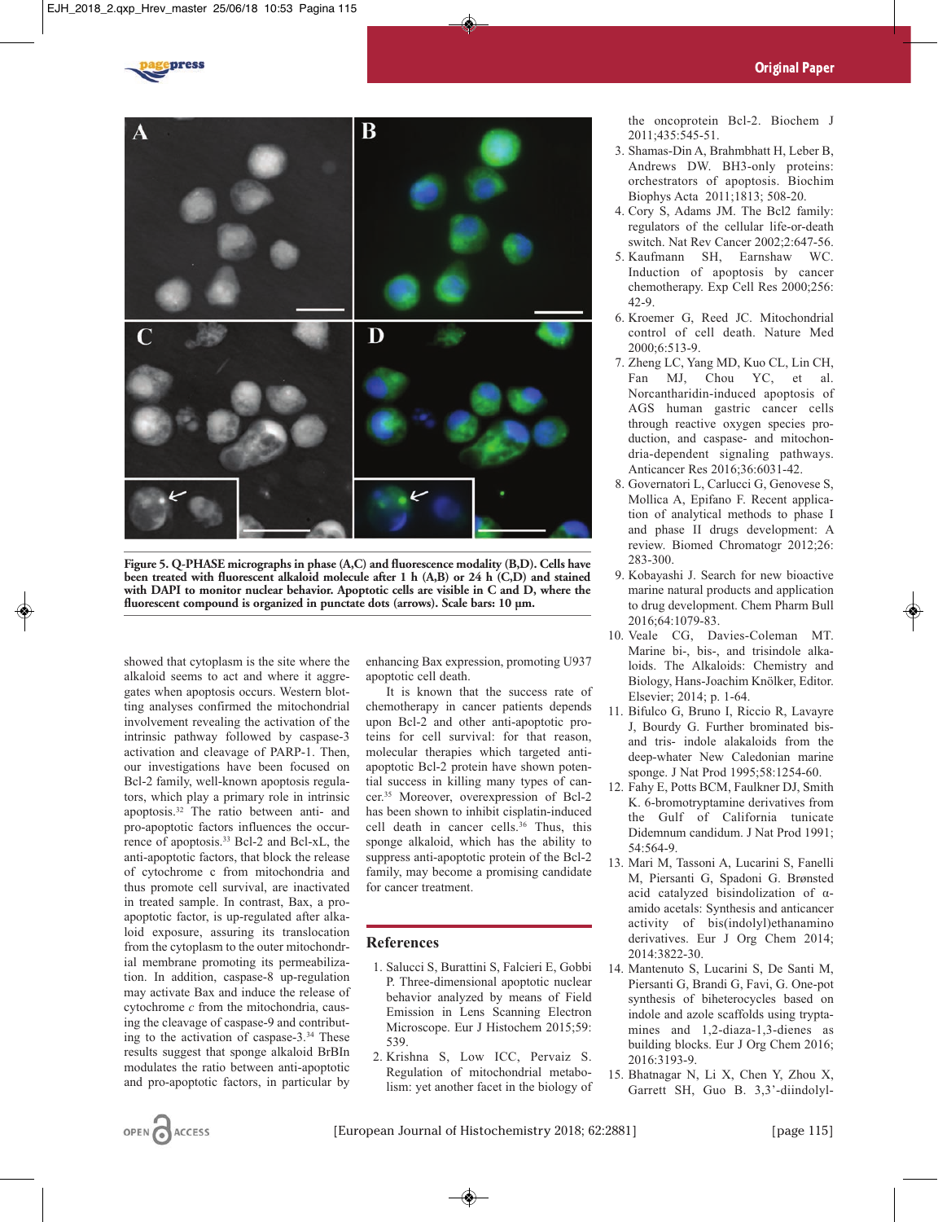**Figure 5. Q-PHASE micrographs in phase (A,C) and fluorescence modality (B,D). Cells have been treated with fluorescent alkaloid molecule after 1 h (A,B) or 24 h (C,D) and stained with DAPI to monitor nuclear behavior. Apoptotic cells are visible in C and D, where the fluorescent compound is organized in punctate dots (arrows). Scale bars: 10 µm.**

showed that cytoplasm is the site where the alkaloid seems to act and where it aggregates when apoptosis occurs. Western blotting analyses confirmed the mitochondrial involvement revealing the activation of the intrinsic pathway followed by caspase-3 activation and cleavage of PARP-1. Then, our investigations have been focused on Bcl-2 family, well-known apoptosis regulators, which play a primary role in intrinsic apoptosis.[32] The ratio between anti- and pro-apoptotic factors influences the occurrence of apoptosis.[33] Bcl-2 and Bcl-xL, the anti-apoptotic factors, that block the release of cytochrome c from mitochondria and thus promote cell survival, are inactivated in treated sample. In contrast, Bax, a pro-apoptotic factor, is up-regulated after alkaloid exposure, assuring its translocation from the cytoplasm to the outer mitochondrial membrane promoting its permeabilization. In addition, caspase-8 up-regulation may activate Bax and induce the release of cytochrome *c* from the mitochondria, causing the cleavage of caspase-9 and contributing to the activation of caspase-3.[34] These results suggest that sponge alkaloid BrBIn modulates the ratio between anti-apoptotic and pro-apoptotic factors, in particular by enhancing Bax expression, promoting U937 apoptotic cell death.

It is known that the success rate of chemotherapy in cancer patients depends upon Bcl-2 and other anti-apoptotic proteins for cell survival: for that reason, molecular therapies which targeted anti-apoptotic Bcl-2 protein have shown potential success in killing many types of cancer.[35] Moreover, overexpression of Bcl-2 has been shown to inhibit cisplatin-induced cell death in cancer cells.[36] Thus, this sponge alkaloid, which has the ability to suppress anti-apoptotic protein of the Bcl-2 family, may become a promising candidate for cancer treatment.

## References

1. Salucci S, Burattini S, Falcieri E, Gobbi P. Three-dimensional apoptotic nuclear behavior analyzed by means of Field Emission in Lens Scanning Electron Microscope. Eur J Histochem 2015;59:539.
2. Krishna S, Low ICC, Pervaiz S. Regulation of mitochondrial metabolism: yet another facet in the biology of the oncoprotein Bcl-2. Biochem J 2011;435:545-51.
3. Shamas-Din A, Brahmbhatt H, Leber B, Andrews DW. BH3-only proteins: orchestrators of apoptosis. Biochim Biophys Acta 2011;1813; 508-20.
4. Cory S, Adams JM. The Bcl2 family: regulators of the cellular life-or-death switch. Nat Rev Cancer 2002;2:647-56.
5. Kaufmann SH, Earnshaw WC. Induction of apoptosis by cancer chemotherapy. Exp Cell Res 2000;256: 42-9.
6. Kroemer G, Reed JC. Mitochondrial control of cell death. Nature Med 2000;6:513-9.
7. Zheng LC, Yang MD, Kuo CL, Lin CH, Fan MJ, Chou YC, et al. Norcantharidin-induced apoptosis of AGS human gastric cancer cells through reactive oxygen species production, and caspase- and mitochondria-dependent signaling pathways. Anticancer Res 2016;36:6031-42.
8. Governatori L, Carlucci G, Genovese S, Mollica A, Epifano F. Recent application of analytical methods to phase I and phase II drugs development: A review. Biomed Chromatogr 2012;26: 283-300.
9. Kobayashi J. Search for new bioactive marine natural products and application to drug development. Chem Pharm Bull 2016;64:1079-83.
10. Veale CG, Davies-Coleman MT. Marine bi-, bis-, and trisindole alkaloids. The Alkaloids: Chemistry and Biology, Hans-Joachim Knölker, Editor. Elsevier; 2014; p. 1-64.
11. Bifulco G, Bruno I, Riccio R, Lavayre J, Bourdy G. Further brominated bis- and tris- indole alakaloids from the deep-whater New Caledonian marine sponge. J Nat Prod 1995;58:1254-60.
12. Fahy E, Potts BCM, Faulkner DJ, Smith K. 6-bromotryptamine derivatives from the Gulf of California tunicate Didemnum candidum. J Nat Prod 1991; 54:564-9.
13. Mari M, Tassoni A, Lucarini S, Fanelli M, Piersanti G, Spadoni G. Brønsted acid catalyzed bisindolization of α-amido acetals: Synthesis and anticancer activity of bis(indolyl)ethanamino derivatives. Eur J Org Chem 2014; 2014:3822-30.
14. Mantenuto S, Lucarini S, De Santi M, Piersanti G, Brandi G, Favi, G. One-pot synthesis of biheterocycles based on indole and azole scaffolds using tryptamines and 1,2-diaza-1,3-dienes as building blocks. Eur J Org Chem 2016; 2016:3193-9.
15. Bhatnagar N, Li X, Chen Y, Zhou X, Garrett SH, Guo B. 3,3'-diindolyl-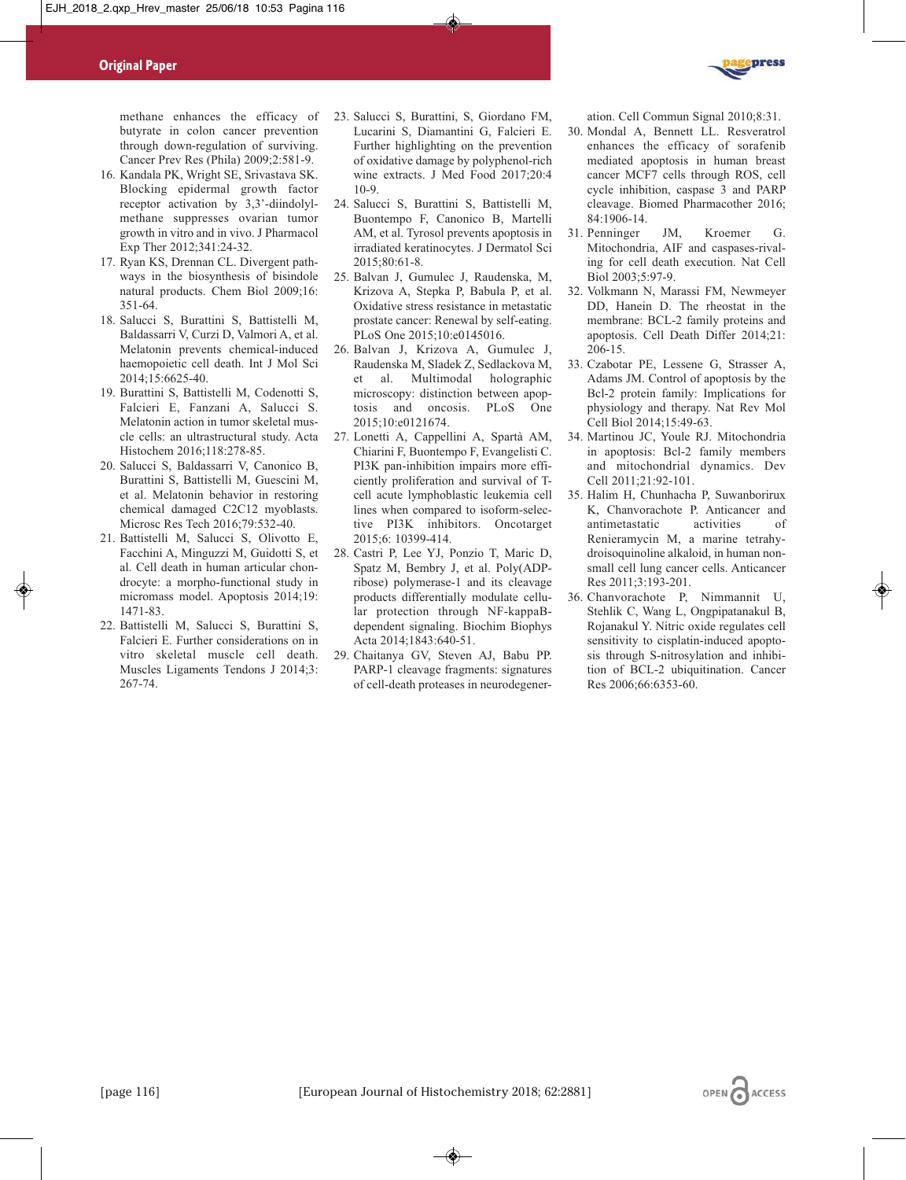methane enhances the efficacy of butyrate in colon cancer prevention through down-regulation of surviving. Cancer Prev Res (Phila) 2009;2:581-9.

16. Kandala PK, Wright SE, Srivastava SK. Blocking epidermal growth factor receptor activation by 3,3'-diindolylmethane suppresses ovarian tumor growth in vitro and in vivo. J Pharmacol Exp Ther 2012;341:24-32.
17. Ryan KS, Drennan CL. Divergent pathways in the biosynthesis of bisindole natural products. Chem Biol 2009;16: 351-64.
18. Salucci S, Burattini S, Battistelli M, Baldassarri V, Curzi D, Valmori A, et al. Melatonin prevents chemical-induced haemopoietic cell death. Int J Mol Sci 2014;15:6625-40.
19. Burattini S, Battistelli M, Codenotti S, Falcieri E, Fanzani A, Salucci S. Melatonin action in tumor skeletal muscle cells: an ultrastructural study. Acta Histochem 2016;118:278-85.
20. Salucci S, Baldassarri V, Canonico B, Burattini S, Battistelli M, Guescini M, et al. Melatonin behavior in restoring chemical damaged C2C12 myoblasts. Microsc Res Tech 2016;79:532-40.
21. Battistelli M, Salucci S, Olivotto E, Facchini A, Minguzzi M, Guidotti S, et al. Cell death in human articular chondrocyte: a morpho-functional study in micromass model. Apoptosis 2014;19: 1471-83.
22. Battistelli M, Salucci S, Burattini S, Falcieri E. Further considerations on in vitro skeletal muscle cell death. Muscles Ligaments Tendons J 2014;3: 267-74.
23. Salucci S, Burattini, S, Giordano FM, Lucarini S, Diamantini G, Falcieri E. Further highlighting on the prevention of oxidative damage by polyphenol-rich wine extracts. J Med Food 2017;20:4 10-9.
24. Salucci S, Burattini S, Battistelli M, Buontempo F, Canonico B, Martelli AM, et al. Tyrosol prevents apoptosis in irradiated keratinocytes. J Dermatol Sci 2015;80:61-8.
25. Balvan J, Gumulec J, Raudenska, M, Krizova A, Stepka P, Babula P, et al. Oxidative stress resistance in metastatic prostate cancer: Renewal by self-eating. PLoS One 2015;10:e0145016.
26. Balvan J, Krizova A, Gumulec J, Raudenska M, Sladek Z, Sedlackova M, et al. Multimodal holographic microscopy: distinction between apoptosis and oncosis. PLoS One 2015;10:e0121674.
27. Lonetti A, Cappellini A, Spartà AM, Chiarini F, Buontempo F, Evangelisti C. PI3K pan-inhibition impairs more efficiently proliferation and survival of T-cell acute lymphoblastic leukemia cell lines when compared to isoform-selective PI3K inhibitors. Oncotarget 2015;6: 10399-414.
28. Castri P, Lee YJ, Ponzio T, Maric D, Spatz M, Bembry J, et al. Poly(ADP-ribose) polymerase-1 and its cleavage products differentially modulate cellular protection through NF-kappaB-dependent signaling. Biochim Biophys Acta 2014;1843:640-51.
29. Chaitanya GV, Steven AJ, Babu PP. PARP-1 cleavage fragments: signatures of cell-death proteases in neurodegeneration. Cell Commun Signal 2010;8:31.
30. Mondal A, Bennett LL. Resveratrol enhances the efficacy of sorafenib mediated apoptosis in human breast cancer MCF7 cells through ROS, cell cycle inhibition, caspase 3 and PARP cleavage. Biomed Pharmacother 2016; 84:1906-14.
31. Penninger JM, Kroemer G. Mitochondria, AIF and caspases-rivaling for cell death execution. Nat Cell Biol 2003;5:97-9.
32. Volkmann N, Marassi FM, Newmeyer DD, Hanein D. The rheostat in the membrane: BCL-2 family proteins and apoptosis. Cell Death Differ 2014;21: 206-15.
33. Czabotar PE, Lessene G, Strasser A, Adams JM. Control of apoptosis by the Bcl-2 protein family: Implications for physiology and therapy. Nat Rev Mol Cell Biol 2014;15:49-63.
34. Martinou JC, Youle RJ. Mitochondria in apoptosis: Bcl-2 family members and mitochondrial dynamics. Dev Cell 2011;21:92-101.
35. Halim H, Chunhacha P, Suwanborirux K, Chanvorachote P. Anticancer and antimetastatic activities of Renieramycin M, a marine tetrahydroisoquinoline alkaloid, in human non-small cell lung cancer cells. Anticancer Res 2011;3:193-201.
36. Chanvorachote P, Nimmannit U, Stehlik C, Wang L, Ongpipatanakul B, Rojanakul Y. Nitric oxide regulates cell sensitivity to cisplatin-induced apoptosis through S-nitrosylation and inhibition of BCL-2 ubiquitination. Cancer Res 2006;66:6353-60.